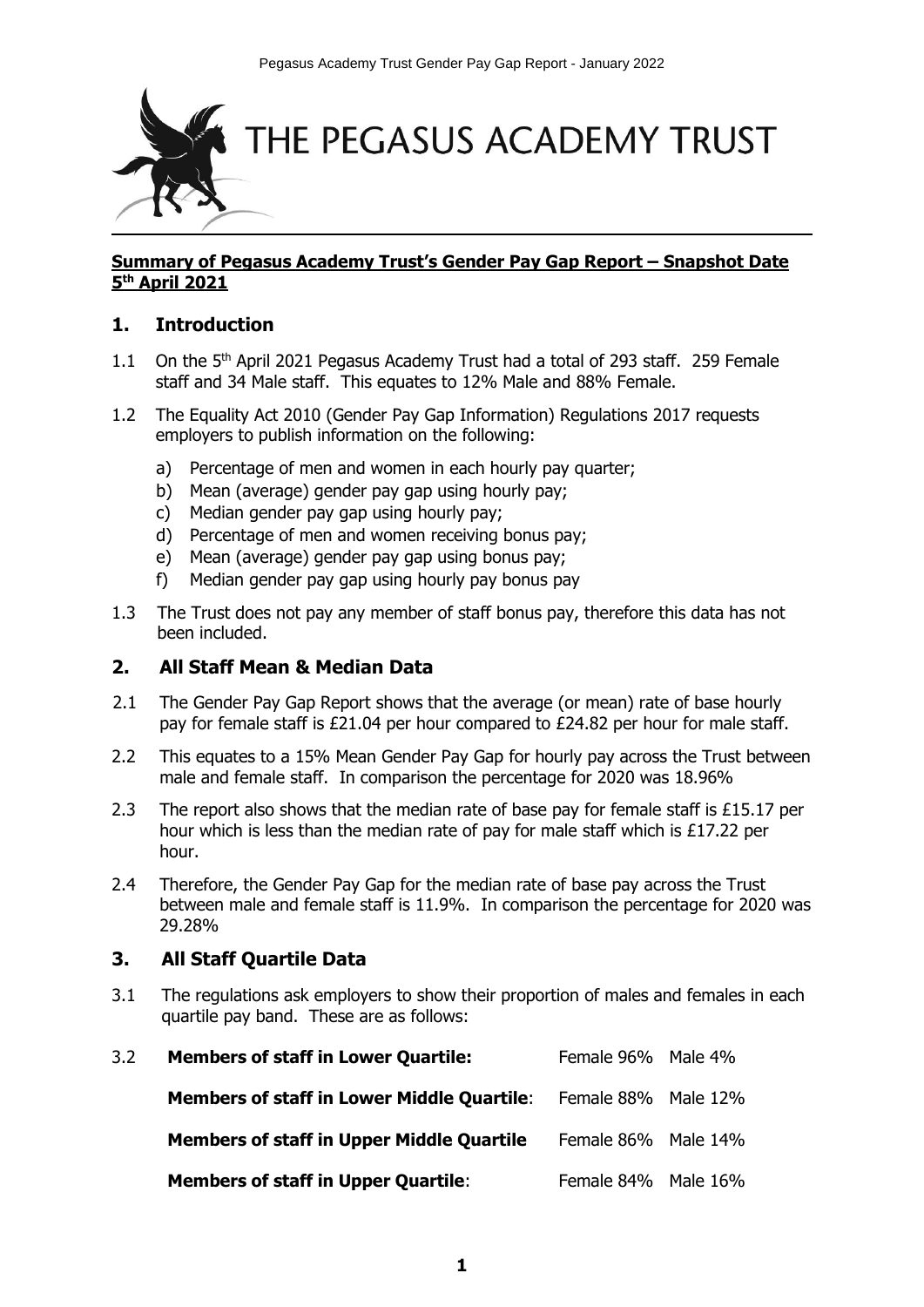# THE PEGASUS ACADEMY TRUST

**Summary of Pegasus Academy Trust's Gender Pay Gap Report – Snapshot Date 5th April 2021**

## 1. Introduction

1.1 On the 5th April 2021 Pegasus Academy Trust had a total of 293 staff. 259 Female staff and 34 Male staff. This equates to 12% Male and 88% Female.

1.2 The Equality Act 2010 (Gender Pay Gap Information) Regulations 2017 requests employers to publish information on the following:

a) Percentage of men and women in each hourly pay quarter;
b) Mean (average) gender pay gap using hourly pay;
c) Median gender pay gap using hourly pay;
d) Percentage of men and women receiving bonus pay;
e) Mean (average) gender pay gap using bonus pay;
f) Median gender pay gap using hourly pay bonus pay

1.3 The Trust does not pay any member of staff bonus pay, therefore this data has not been included.

## 2. All Staff Mean & Median Data

2.1 The Gender Pay Gap Report shows that the average (or mean) rate of base hourly pay for female staff is £21.04 per hour compared to £24.82 per hour for male staff.

2.2 This equates to a 15% Mean Gender Pay Gap for hourly pay across the Trust between male and female staff. In comparison the percentage for 2020 was 18.96%

2.3 The report also shows that the median rate of base pay for female staff is £15.17 per hour which is less than the median rate of pay for male staff which is £17.22 per hour.

2.4 Therefore, the Gender Pay Gap for the median rate of base pay across the Trust between male and female staff is 11.9%. In comparison the percentage for 2020 was 29.28%

## 3. All Staff Quartile Data

3.1 The regulations ask employers to show their proportion of males and females in each quartile pay band. These are as follows:

3.2

| | | |
|---|---|---|
| **Members of staff in Lower Quartile:** | Female 96% | Male 4% |
| **Members of staff in Lower Middle Quartile**: | Female 88% | Male 12% |
| **Members of staff in Upper Middle Quartile** | Female 86% | Male 14% |
| **Members of staff in Upper Quartile**: | Female 84% | Male 16% |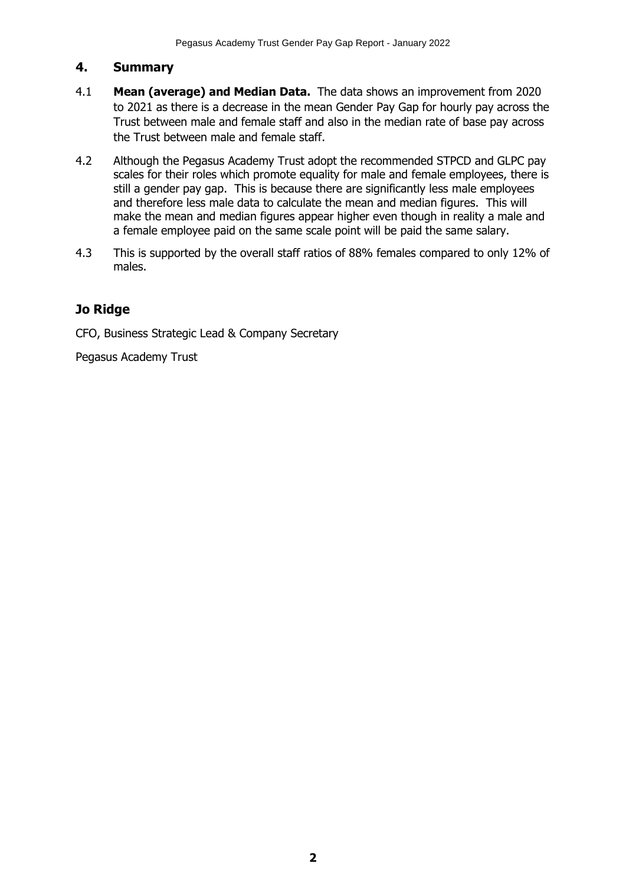## 4. Summary

4.1 **Mean (average) and Median Data.** The data shows an improvement from 2020 to 2021 as there is a decrease in the mean Gender Pay Gap for hourly pay across the Trust between male and female staff and also in the median rate of base pay across the Trust between male and female staff.

4.2 Although the Pegasus Academy Trust adopt the recommended STPCD and GLPC pay scales for their roles which promote equality for male and female employees, there is still a gender pay gap. This is because there are significantly less male employees and therefore less male data to calculate the mean and median figures. This will make the mean and median figures appear higher even though in reality a male and a female employee paid on the same scale point will be paid the same salary.

4.3 This is supported by the overall staff ratios of 88% females compared to only 12% of males.

**Jo Ridge**

CFO, Business Strategic Lead & Company Secretary

Pegasus Academy Trust